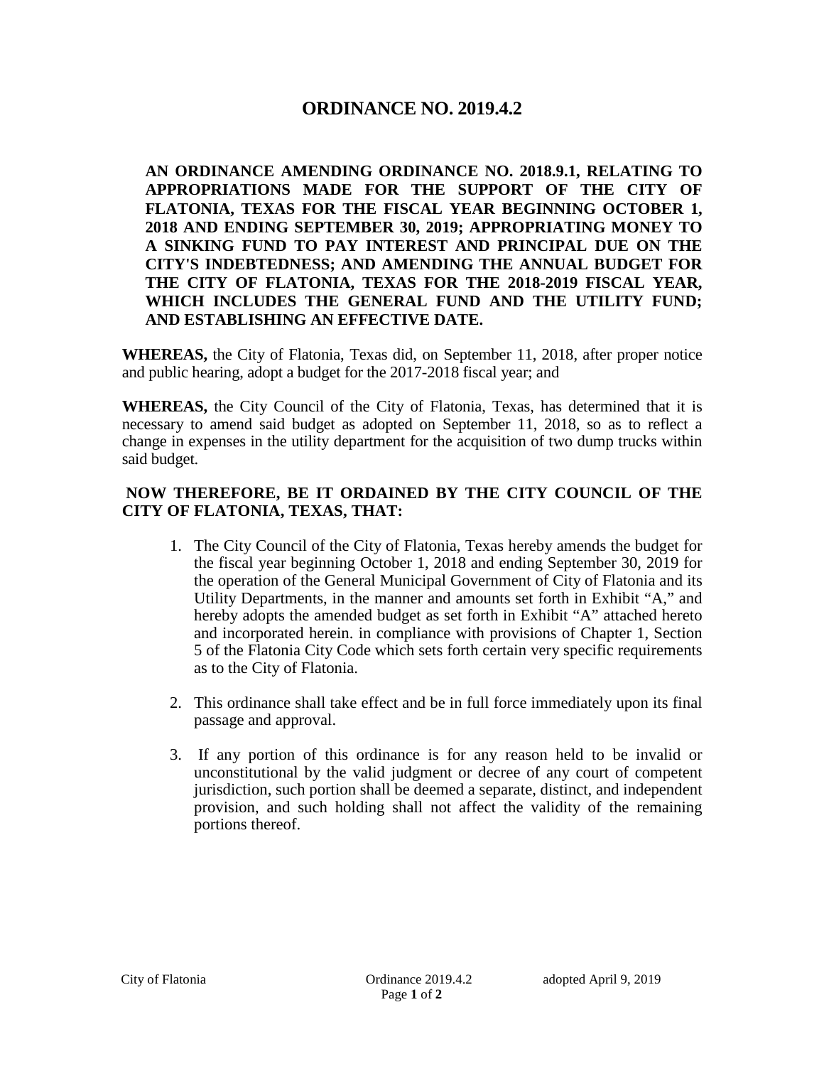# ORDINANCE NO. 2019.4.2

**AN ORDINANCE AMENDING ORDINANCE NO. 2018.9.1, RELATING TO APPROPRIATIONS MADE FOR THE SUPPORT OF THE CITY OF FLATONIA, TEXAS FOR THE FISCAL YEAR BEGINNING OCTOBER 1, 2018 AND ENDING SEPTEMBER 30, 2019; APPROPRIATING MONEY TO A SINKING FUND TO PAY INTEREST AND PRINCIPAL DUE ON THE CITY'S INDEBTEDNESS; AND AMENDING THE ANNUAL BUDGET FOR THE CITY OF FLATONIA, TEXAS FOR THE 2018-2019 FISCAL YEAR, WHICH INCLUDES THE GENERAL FUND AND THE UTILITY FUND; AND ESTABLISHING AN EFFECTIVE DATE.**

**WHEREAS,** the City of Flatonia, Texas did, on September 11, 2018, after proper notice and public hearing, adopt a budget for the 2017-2018 fiscal year; and

**WHEREAS,** the City Council of the City of Flatonia, Texas, has determined that it is necessary to amend said budget as adopted on September 11, 2018, so as to reflect a change in expenses in the utility department for the acquisition of two dump trucks within said budget.

**NOW THEREFORE, BE IT ORDAINED BY THE CITY COUNCIL OF THE CITY OF FLATONIA, TEXAS, THAT:**

1. The City Council of the City of Flatonia, Texas hereby amends the budget for the fiscal year beginning October 1, 2018 and ending September 30, 2019 for the operation of the General Municipal Government of City of Flatonia and its Utility Departments, in the manner and amounts set forth in Exhibit "A," and hereby adopts the amended budget as set forth in Exhibit "A" attached hereto and incorporated herein. in compliance with provisions of Chapter 1, Section 5 of the Flatonia City Code which sets forth certain very specific requirements as to the City of Flatonia.

2. This ordinance shall take effect and be in full force immediately upon its final passage and approval.

3. If any portion of this ordinance is for any reason held to be invalid or unconstitutional by the valid judgment or decree of any court of competent jurisdiction, such portion shall be deemed a separate, distinct, and independent provision, and such holding shall not affect the validity of the remaining portions thereof.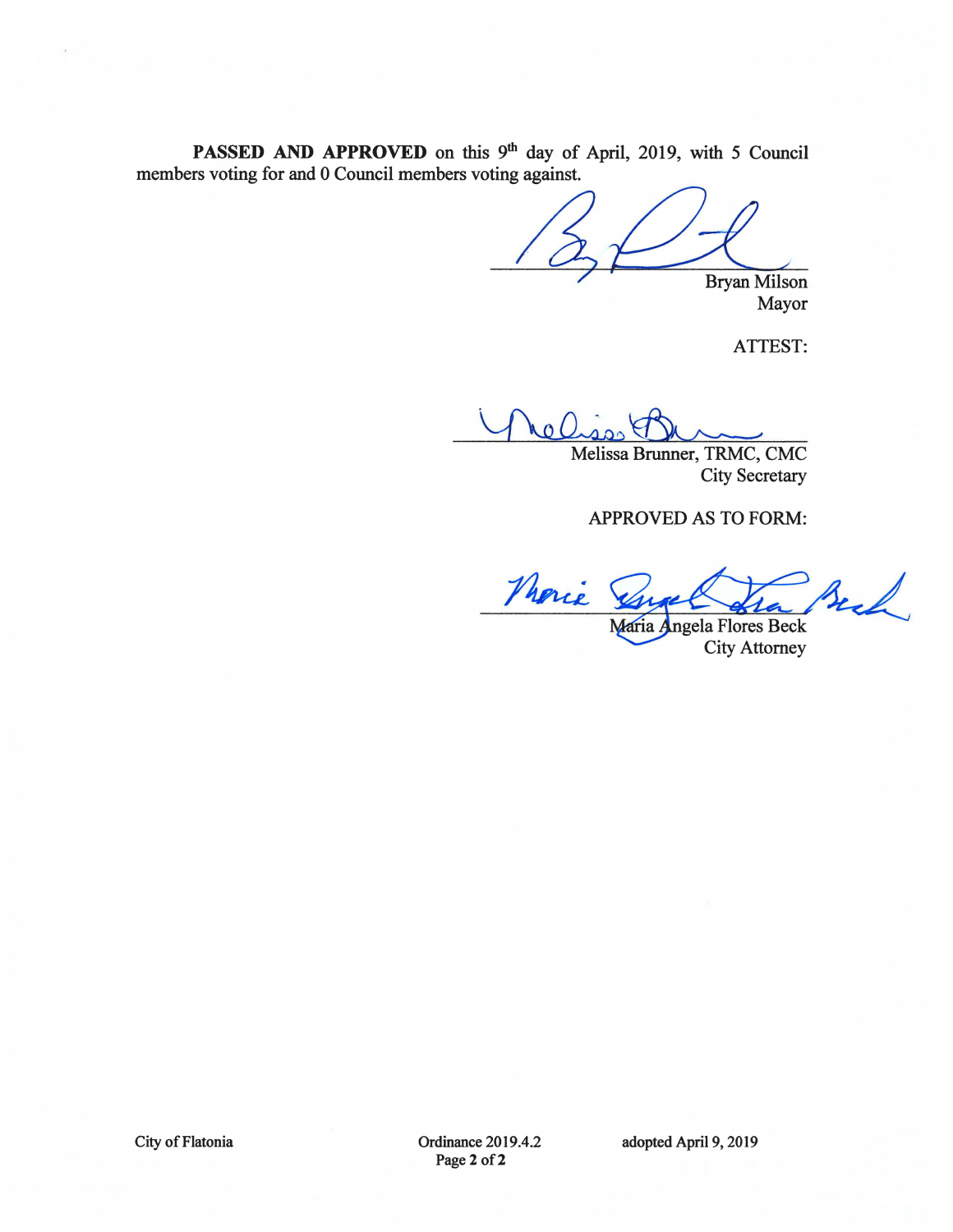**PASSED AND APPROVED** on this 9th day of April, 2019, with 5 Council members voting for and 0 Council members voting against.

Bryan Milson
Mayor

ATTEST:

Melissa Brunner, TRMC, CMC
City Secretary

APPROVED AS TO FORM:

Maria Angela Flores Beck
City Attorney